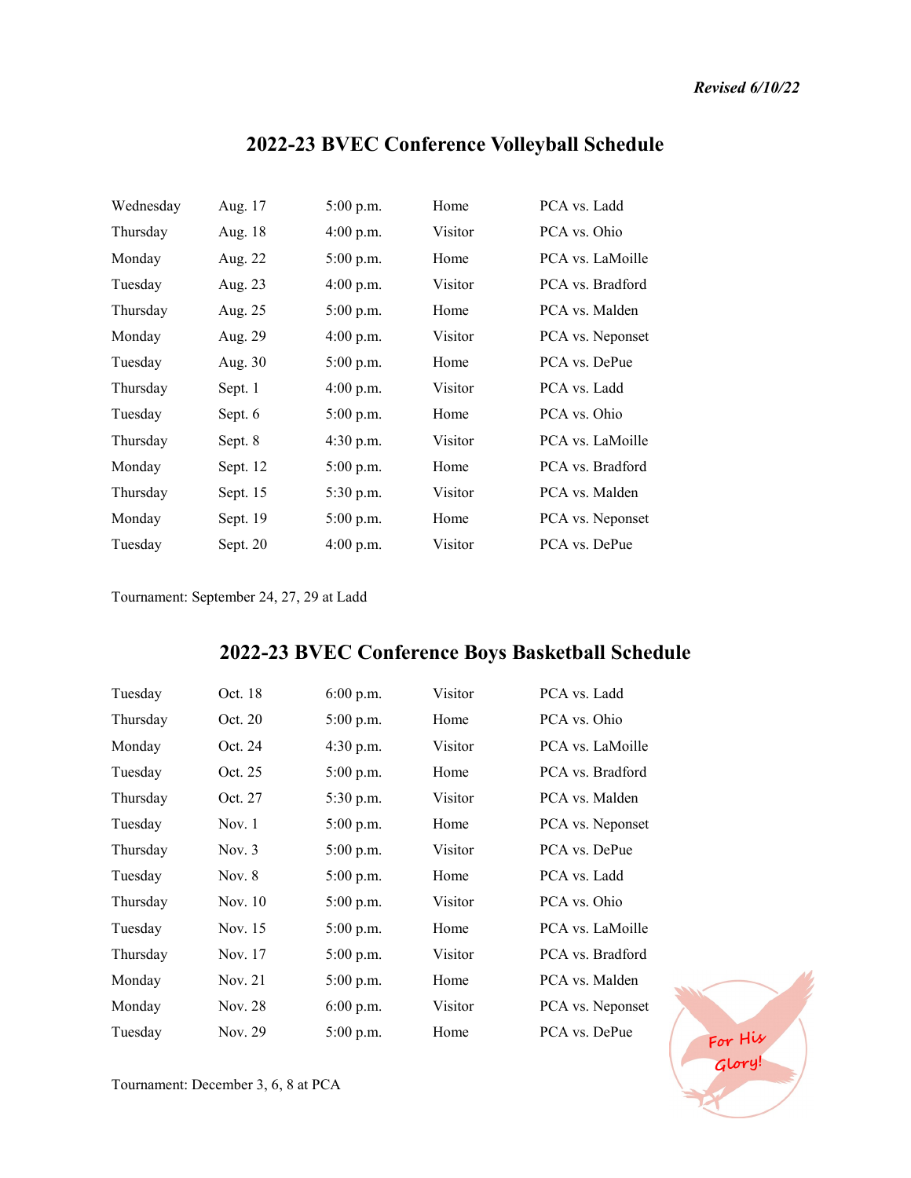***Revised 6/10/22***

# 2022-23 BVEC Conference Volleyball Schedule

| | | | | |
|---|---|---|---|---|
| Wednesday | Aug. 17 | 5:00 p.m. | Home | PCA vs. Ladd |
| Thursday | Aug. 18 | 4:00 p.m. | Visitor | PCA vs. Ohio |
| Monday | Aug. 22 | 5:00 p.m. | Home | PCA vs. LaMoille |
| Tuesday | Aug. 23 | 4:00 p.m. | Visitor | PCA vs. Bradford |
| Thursday | Aug. 25 | 5:00 p.m. | Home | PCA vs. Malden |
| Monday | Aug. 29 | 4:00 p.m. | Visitor | PCA vs. Neponset |
| Tuesday | Aug. 30 | 5:00 p.m. | Home | PCA vs. DePue |
| Thursday | Sept. 1 | 4:00 p.m. | Visitor | PCA vs. Ladd |
| Tuesday | Sept. 6 | 5:00 p.m. | Home | PCA vs. Ohio |
| Thursday | Sept. 8 | 4:30 p.m. | Visitor | PCA vs. LaMoille |
| Monday | Sept. 12 | 5:00 p.m. | Home | PCA vs. Bradford |
| Thursday | Sept. 15 | 5:30 p.m. | Visitor | PCA vs. Malden |
| Monday | Sept. 19 | 5:00 p.m. | Home | PCA vs. Neponset |
| Tuesday | Sept. 20 | 4:00 p.m. | Visitor | PCA vs. DePue |

Tournament: September 24, 27, 29 at Ladd

# 2022-23 BVEC Conference Boys Basketball Schedule

| | | | | |
|---|---|---|---|---|
| Tuesday | Oct. 18 | 6:00 p.m. | Visitor | PCA vs. Ladd |
| Thursday | Oct. 20 | 5:00 p.m. | Home | PCA vs. Ohio |
| Monday | Oct. 24 | 4:30 p.m. | Visitor | PCA vs. LaMoille |
| Tuesday | Oct. 25 | 5:00 p.m. | Home | PCA vs. Bradford |
| Thursday | Oct. 27 | 5:30 p.m. | Visitor | PCA vs. Malden |
| Tuesday | Nov. 1 | 5:00 p.m. | Home | PCA vs. Neponset |
| Thursday | Nov. 3 | 5:00 p.m. | Visitor | PCA vs. DePue |
| Tuesday | Nov. 8 | 5:00 p.m. | Home | PCA vs. Ladd |
| Thursday | Nov. 10 | 5:00 p.m. | Visitor | PCA vs. Ohio |
| Tuesday | Nov. 15 | 5:00 p.m. | Home | PCA vs. LaMoille |
| Thursday | Nov. 17 | 5:00 p.m. | Visitor | PCA vs. Bradford |
| Monday | Nov. 21 | 5:00 p.m. | Home | PCA vs. Malden |
| Monday | Nov. 28 | 6:00 p.m. | Visitor | PCA vs. Neponset |
| Tuesday | Nov. 29 | 5:00 p.m. | Home | PCA vs. DePue |

Tournament: December 3, 6, 8 at PCA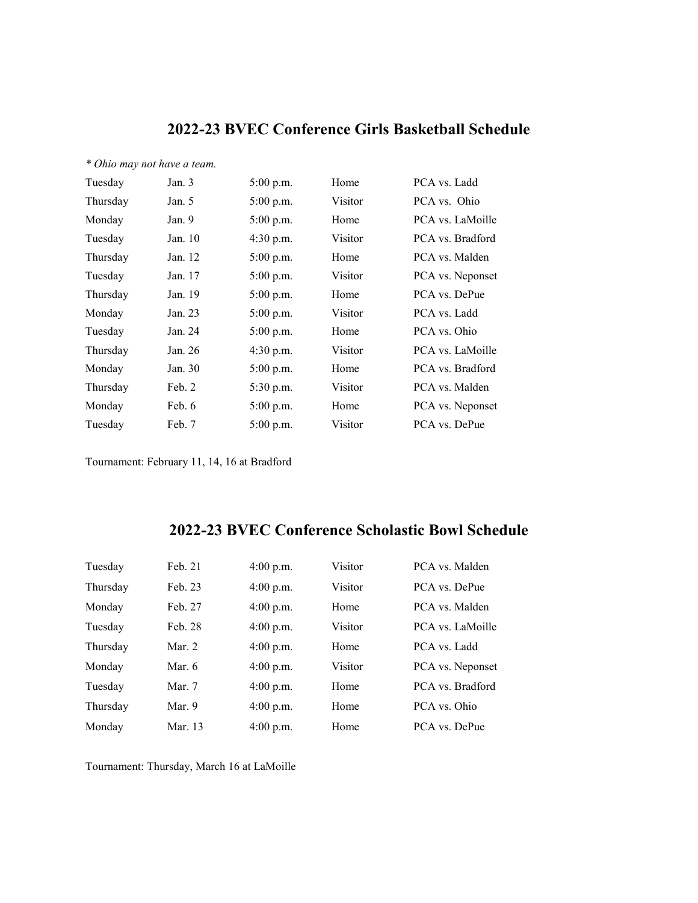## 2022-23 BVEC Conference Girls Basketball Schedule

*\* Ohio may not have a team.*

| | | | | |
|---|---|---|---|---|
| Tuesday | Jan. 3 | 5:00 p.m. | Home | PCA vs. Ladd |
| Thursday | Jan. 5 | 5:00 p.m. | Visitor | PCA vs. Ohio |
| Monday | Jan. 9 | 5:00 p.m. | Home | PCA vs. LaMoille |
| Tuesday | Jan. 10 | 4:30 p.m. | Visitor | PCA vs. Bradford |
| Thursday | Jan. 12 | 5:00 p.m. | Home | PCA vs. Malden |
| Tuesday | Jan. 17 | 5:00 p.m. | Visitor | PCA vs. Neponset |
| Thursday | Jan. 19 | 5:00 p.m. | Home | PCA vs. DePue |
| Monday | Jan. 23 | 5:00 p.m. | Visitor | PCA vs. Ladd |
| Tuesday | Jan. 24 | 5:00 p.m. | Home | PCA vs. Ohio |
| Thursday | Jan. 26 | 4:30 p.m. | Visitor | PCA vs. LaMoille |
| Monday | Jan. 30 | 5:00 p.m. | Home | PCA vs. Bradford |
| Thursday | Feb. 2 | 5:30 p.m. | Visitor | PCA vs. Malden |
| Monday | Feb. 6 | 5:00 p.m. | Home | PCA vs. Neponset |
| Tuesday | Feb. 7 | 5:00 p.m. | Visitor | PCA vs. DePue |

Tournament: February 11, 14, 16 at Bradford

## 2022-23 BVEC Conference Scholastic Bowl Schedule

| | | | | |
|---|---|---|---|---|
| Tuesday | Feb. 21 | 4:00 p.m. | Visitor | PCA vs. Malden |
| Thursday | Feb. 23 | 4:00 p.m. | Visitor | PCA vs. DePue |
| Monday | Feb. 27 | 4:00 p.m. | Home | PCA vs. Malden |
| Tuesday | Feb. 28 | 4:00 p.m. | Visitor | PCA vs. LaMoille |
| Thursday | Mar. 2 | 4:00 p.m. | Home | PCA vs. Ladd |
| Monday | Mar. 6 | 4:00 p.m. | Visitor | PCA vs. Neponset |
| Tuesday | Mar. 7 | 4:00 p.m. | Home | PCA vs. Bradford |
| Thursday | Mar. 9 | 4:00 p.m. | Home | PCA vs. Ohio |
| Monday | Mar. 13 | 4:00 p.m. | Home | PCA vs. DePue |

Tournament: Thursday, March 16 at LaMoille